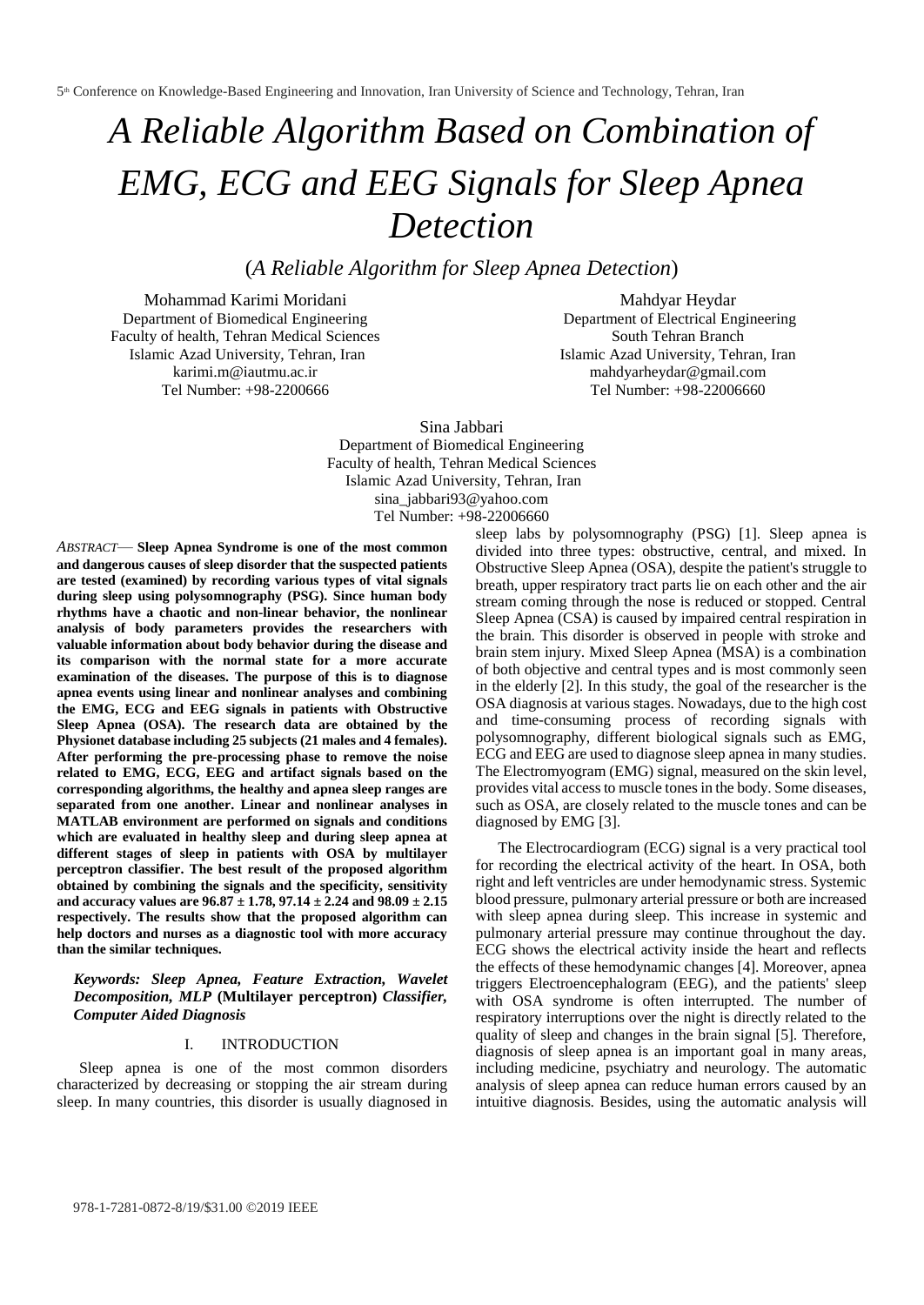# A Reliable Algorithm Based on Combination of EMG, ECG and EEG Signals for Sleep Apnea Detection

(*A Reliable Algorithm for Sleep Apnea Detection*)

Mohammad Karimi Moridani
Department of Biomedical Engineering
Faculty of health, Tehran Medical Sciences
Islamic Azad University, Tehran, Iran
karimi.m@iautmu.ac.ir
Tel Number: +98-2200666

Mahdyar Heydar
Department of Electrical Engineering
South Tehran Branch
Islamic Azad University, Tehran, Iran
mahdyarheydar@gmail.com
Tel Number: +98-22006660

Sina Jabbari
Department of Biomedical Engineering
Faculty of health, Tehran Medical Sciences
Islamic Azad University, Tehran, Iran
sina_jabbari93@yahoo.com
Tel Number: +98-22006660

*ABSTRACT*— **Sleep Apnea Syndrome is one of the most common and dangerous causes of sleep disorder that the suspected patients are tested (examined) by recording various types of vital signals during sleep using polysomnography (PSG). Since human body rhythms have a chaotic and non-linear behavior, the nonlinear analysis of body parameters provides the researchers with valuable information about body behavior during the disease and its comparison with the normal state for a more accurate examination of the diseases. The purpose of this is to diagnose apnea events using linear and nonlinear analyses and combining the EMG, ECG and EEG signals in patients with Obstructive Sleep Apnea (OSA). The research data are obtained by the Physionet database including 25 subjects (21 males and 4 females). After performing the pre-processing phase to remove the noise related to EMG, ECG, EEG and artifact signals based on the corresponding algorithms, the healthy and apnea sleep ranges are separated from one another. Linear and nonlinear analyses in MATLAB environment are performed on signals and conditions which are evaluated in healthy sleep and during sleep apnea at different stages of sleep in patients with OSA by multilayer perceptron classifier. The best result of the proposed algorithm obtained by combining the signals and the specificity, sensitivity and accuracy values are 96.87 ± 1.78, 97.14 ± 2.24 and 98.09 ± 2.15 respectively. The results show that the proposed algorithm can help doctors and nurses as a diagnostic tool with more accuracy than the similar techniques.**

***Keywords: Sleep Apnea, Feature Extraction, Wavelet Decomposition, MLP* (Multilayer perceptron) *Classifier, Computer Aided Diagnosis***

## I. INTRODUCTION

Sleep apnea is one of the most common disorders characterized by decreasing or stopping the air stream during sleep. In many countries, this disorder is usually diagnosed in sleep labs by polysomnography (PSG) [1]. Sleep apnea is divided into three types: obstructive, central, and mixed. In Obstructive Sleep Apnea (OSA), despite the patient's struggle to breath, upper respiratory tract parts lie on each other and the air stream coming through the nose is reduced or stopped. Central Sleep Apnea (CSA) is caused by impaired central respiration in the brain. This disorder is observed in people with stroke and brain stem injury. Mixed Sleep Apnea (MSA) is a combination of both objective and central types and is most commonly seen in the elderly [2]. In this study, the goal of the researcher is the OSA diagnosis at various stages. Nowadays, due to the high cost and time-consuming process of recording signals with polysomnography, different biological signals such as EMG, ECG and EEG are used to diagnose sleep apnea in many studies. The Electromyogram (EMG) signal, measured on the skin level, provides vital access to muscle tones in the body. Some diseases, such as OSA, are closely related to the muscle tones and can be diagnosed by EMG [3].

The Electrocardiogram (ECG) signal is a very practical tool for recording the electrical activity of the heart. In OSA, both right and left ventricles are under hemodynamic stress. Systemic blood pressure, pulmonary arterial pressure or both are increased with sleep apnea during sleep. This increase in systemic and pulmonary arterial pressure may continue throughout the day. ECG shows the electrical activity inside the heart and reflects the effects of these hemodynamic changes [4]. Moreover, apnea triggers Electroencephalogram (EEG), and the patients' sleep with OSA syndrome is often interrupted. The number of respiratory interruptions over the night is directly related to the quality of sleep and changes in the brain signal [5]. Therefore, diagnosis of sleep apnea is an important goal in many areas, including medicine, psychiatry and neurology. The automatic analysis of sleep apnea can reduce human errors caused by an intuitive diagnosis. Besides, using the automatic analysis will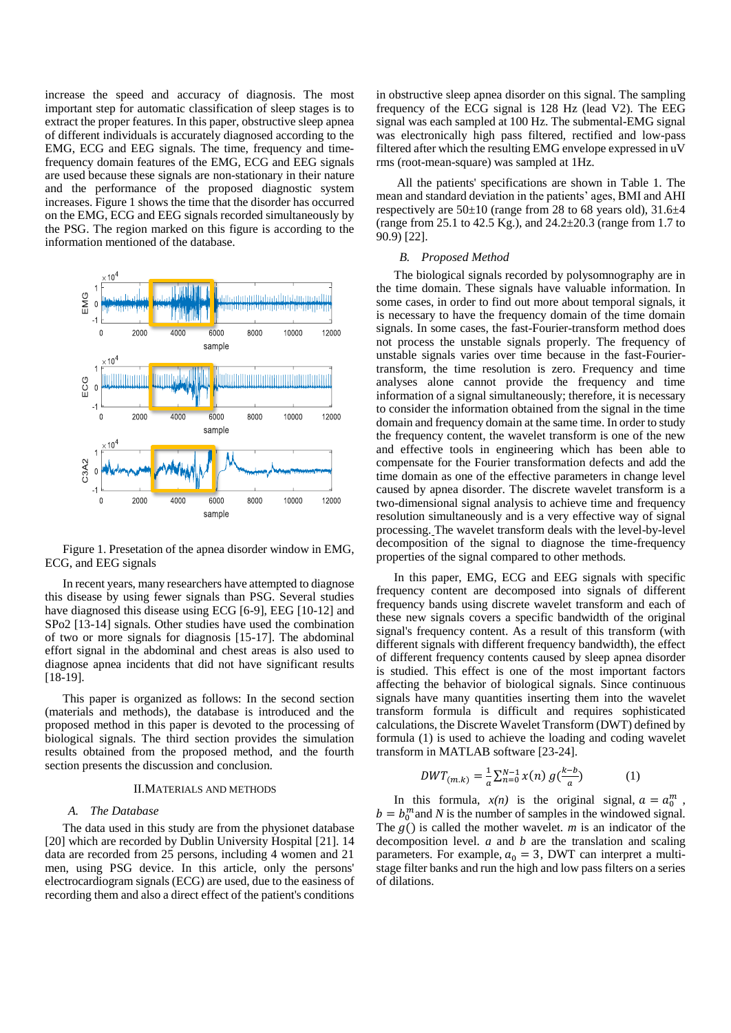increase the speed and accuracy of diagnosis. The most important step for automatic classification of sleep stages is to extract the proper features. In this paper, obstructive sleep apnea of different individuals is accurately diagnosed according to the EMG, ECG and EEG signals. The time, frequency and time-frequency domain features of the EMG, ECG and EEG signals are used because these signals are non-stationary in their nature and the performance of the proposed diagnostic system increases. Figure 1 shows the time that the disorder has occurred on the EMG, ECG and EEG signals recorded simultaneously by the PSG. The region marked on this figure is according to the information mentioned of the database.

EMG
×10^4
1
0
-1
0 2000 4000 6000 8000 10000 12000
sample

ECG
×10^4
1
0
-1
0 2000 4000 6000 8000 10000 12000
sample

C3A2
×10^4
1
0
-1
0 2000 4000 6000 8000 10000 12000
sample

Figure 1. Presetation of the apnea disorder window in EMG, ECG, and EEG signals

In recent years, many researchers have attempted to diagnose this disease by using fewer signals than PSG. Several studies have diagnosed this disease using ECG [6-9], EEG [10-12] and SPo2 [13-14] signals. Other studies have used the combination of two or more signals for diagnosis [15-17]. The abdominal effort signal in the abdominal and chest areas is also used to diagnose apnea incidents that did not have significant results [18-19].

This paper is organized as follows: In the second section (materials and methods), the database is introduced and the proposed method in this paper is devoted to the processing of biological signals. The third section provides the simulation results obtained from the proposed method, and the fourth section presents the discussion and conclusion.

## II.Materials and Methods

### A. The Database

The data used in this study are from the physionet database [20] which are recorded by Dublin University Hospital [21]. 14 data are recorded from 25 persons, including 4 women and 21 men, using PSG device. In this article, only the persons' electrocardiogram signals (ECG) are used, due to the easiness of recording them and also a direct effect of the patient's conditions in obstructive sleep apnea disorder on this signal. The sampling frequency of the ECG signal is 128 Hz (lead V2). The EEG signal was each sampled at 100 Hz. The submental-EMG signal was electronically high pass filtered, rectified and low-pass filtered after which the resulting EMG envelope expressed in uV rms (root-mean-square) was sampled at 1Hz.

All the patients' specifications are shown in Table 1. The mean and standard deviation in the patients' ages, BMI and AHI respectively are 50±10 (range from 28 to 68 years old), 31.6±4 (range from 25.1 to 42.5 Kg.), and 24.2±20.3 (range from 1.7 to 90.9) [22].

### B. Proposed Method

The biological signals recorded by polysomnography are in the time domain. These signals have valuable information. In some cases, in order to find out more about temporal signals, it is necessary to have the frequency domain of the time domain signals. In some cases, the fast-Fourier-transform method does not process the unstable signals properly. The frequency of unstable signals varies over time because in the fast-Fourier-transform, the time resolution is zero. Frequency and time analyses alone cannot provide the frequency and time information of a signal simultaneously; therefore, it is necessary to consider the information obtained from the signal in the time domain and frequency domain at the same time. In order to study the frequency content, the wavelet transform is one of the new and effective tools in engineering which has been able to compensate for the Fourier transformation defects and add the time domain as one of the effective parameters in change level caused by apnea disorder. The discrete wavelet transform is a two-dimensional signal analysis to achieve time and frequency resolution simultaneously and is a very effective way of signal processing. The wavelet transform deals with the level-by-level decomposition of the signal to diagnose the time-frequency properties of the signal compared to other methods.

In this paper, EMG, ECG and EEG signals with specific frequency content are decomposed into signals of different frequency bands using discrete wavelet transform and each of these new signals covers a specific bandwidth of the original signal's frequency content. As a result of this transform (with different signals with different frequency bandwidth), the effect of different frequency contents caused by sleep apnea disorder is studied. This effect is one of the most important factors affecting the behavior of biological signals. Since continuous signals have many quantities inserting them into the wavelet transform formula is difficult and requires sophisticated calculations, the Discrete Wavelet Transform (DWT) defined by formula (1) is used to achieve the loading and coding wavelet transform in MATLAB software [23-24].

$$DWT_{(m.k)} = \frac{1}{a}\sum_{n=0}^{N-1} x(n)\, g\left(\frac{k-b}{a}\right) \qquad (1)$$

In this formula, $x(n)$ is the original signal, $a = a_0^m$, $b = b_0^m$ and $N$ is the number of samples in the windowed signal. The $g()$ is called the mother wavelet. $m$ is an indicator of the decomposition level. $a$ and $b$ are the translation and scaling parameters. For example, $a_0 = 3$, DWT can interpret a multi-stage filter banks and run the high and low pass filters on a series of dilations.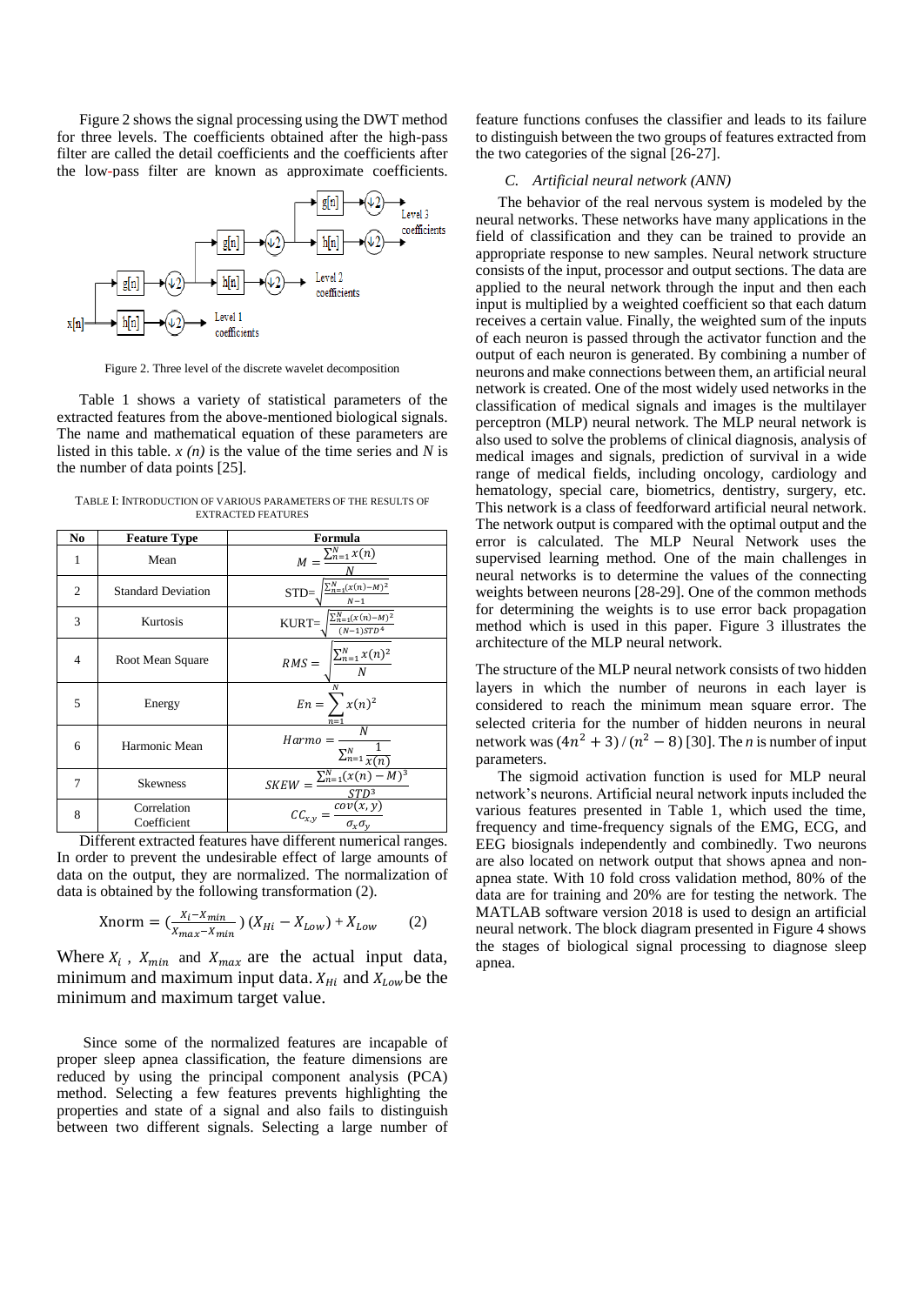Figure 2 shows the signal processing using the DWT method for three levels. The coefficients obtained after the high-pass filter are called the detail coefficients and the coefficients after the low-pass filter are known as approximate coefficients.

x[n]
g[n]
h[n]
↓2
Level 1 coefficients
Level 2 coefficients
Level 3 coefficients

Figure 2. Three level of the discrete wavelet decomposition

Table 1 shows a variety of statistical parameters of the extracted features from the above-mentioned biological signals. The name and mathematical equation of these parameters are listed in this table. *x (n)* is the value of the time series and *N* is the number of data points [25].

TABLE I: INTRODUCTION OF VARIOUS PARAMETERS OF THE RESULTS OF EXTRACTED FEATURES

| No | Feature Type | Formula |
|---|---|---|
| 1 | Mean | $M = \frac{\sum_{n=1}^{N} x(n)}{N}$ |
| 2 | Standard Deviation | $\text{STD}=\sqrt{\frac{\sum_{n=1}^{N}(x(n)-M)^2}{N-1}}$ |
| 3 | Kurtosis | $\text{KURT}=\sqrt{\frac{\sum_{n=1}^{N}(x(n)-M)^2}{(N-1)STD^4}}$ |
| 4 | Root Mean Square | $RMS = \sqrt{\frac{\sum_{n=1}^{N} x(n)^2}{N}}$ |
| 5 | Energy | $En = \sum_{n=1}^{N} x(n)^2$ |
| 6 | Harmonic Mean | $Harmo = \frac{N}{\sum_{n=1}^{N}\frac{1}{x(n)}}$ |
| 7 | Skewness | $SKEW = \frac{\sum_{n=1}^{N}(x(n)-M)^3}{STD^3}$ |
| 8 | Correlation Coefficient | $CC_{x,y} = \frac{cov(x,y)}{\sigma_x \sigma_y}$ |

Different extracted features have different numerical ranges. In order to prevent the undesirable effect of large amounts of data on the output, they are normalized. The normalization of data is obtained by the following transformation (2).

$$\text{Xnorm} = \left(\frac{X_i - X_{min}}{X_{max} - X_{min}}\right)(X_{Hi} - X_{Low}) + X_{Low} \qquad (2)$$

Where $X_i$ , $X_{min}$ and $X_{max}$ are the actual input data, minimum and maximum input data. $X_{Hi}$ and $X_{Low}$ be the minimum and maximum target value.

Since some of the normalized features are incapable of proper sleep apnea classification, the feature dimensions are reduced by using the principal component analysis (PCA) method. Selecting a few features prevents highlighting the properties and state of a signal and also fails to distinguish between two different signals. Selecting a large number of feature functions confuses the classifier and leads to its failure to distinguish between the two groups of features extracted from the two categories of the signal [26-27].

### C. *Artificial neural network (ANN)*

The behavior of the real nervous system is modeled by the neural networks. These networks have many applications in the field of classification and they can be trained to provide an appropriate response to new samples. Neural network structure consists of the input, processor and output sections. The data are applied to the neural network through the input and then each input is multiplied by a weighted coefficient so that each datum receives a certain value. Finally, the weighted sum of the inputs of each neuron is passed through the activator function and the output of each neuron is generated. By combining a number of neurons and make connections between them, an artificial neural network is created. One of the most widely used networks in the classification of medical signals and images is the multilayer perceptron (MLP) neural network. The MLP neural network is also used to solve the problems of clinical diagnosis, analysis of medical images and signals, prediction of survival in a wide range of medical fields, including oncology, cardiology and hematology, special care, biometrics, dentistry, surgery, etc. This network is a class of feedforward artificial neural network. The network output is compared with the optimal output and the error is calculated. The MLP Neural Network uses the supervised learning method. One of the main challenges in neural networks is to determine the values of the connecting weights between neurons [28-29]. One of the common methods for determining the weights is to use error back propagation method which is used in this paper. Figure 3 illustrates the architecture of the MLP neural network.

The structure of the MLP neural network consists of two hidden layers in which the number of neurons in each layer is considered to reach the minimum mean square error. The selected criteria for the number of hidden neurons in neural network was $(4n^2 + 3) / (n^2 - 8)$ [30]. The *n* is number of input parameters.

The sigmoid activation function is used for MLP neural network's neurons. Artificial neural network inputs included the various features presented in Table 1, which used the time, frequency and time-frequency signals of the EMG, ECG, and EEG biosignals independently and combinedly. Two neurons are also located on network output that shows apnea and non-apnea state. With 10 fold cross validation method, 80% of the data are for training and 20% are for testing the network. The MATLAB software version 2018 is used to design an artificial neural network. The block diagram presented in Figure 4 shows the stages of biological signal processing to diagnose sleep apnea.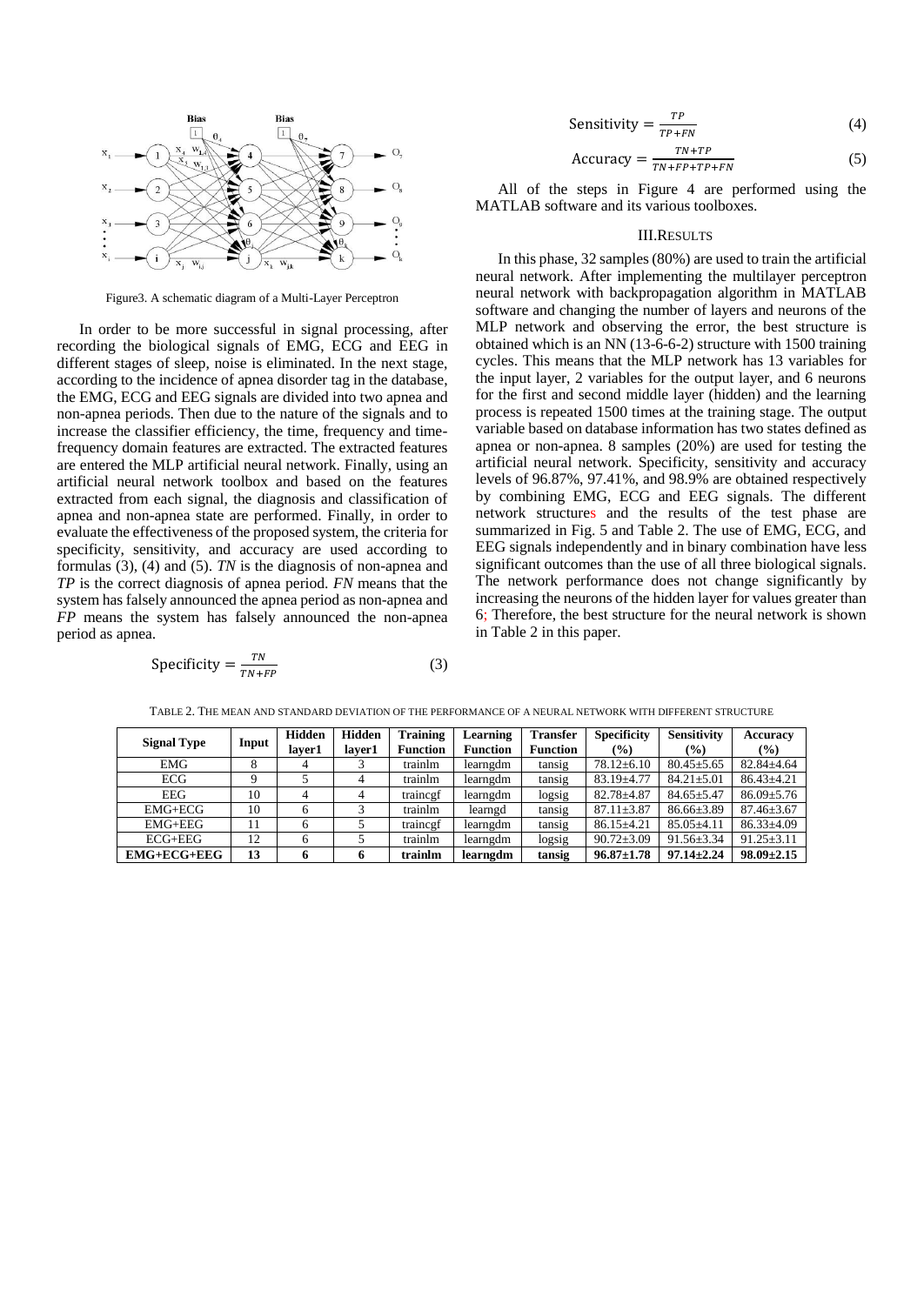Figure3. A schematic diagram of a Multi-Layer Perceptron

In order to be more successful in signal processing, after recording the biological signals of EMG, ECG and EEG in different stages of sleep, noise is eliminated. In the next stage, according to the incidence of apnea disorder tag in the database, the EMG, ECG and EEG signals are divided into two apnea and non-apnea periods. Then due to the nature of the signals and to increase the classifier efficiency, the time, frequency and time-frequency domain features are extracted. The extracted features are entered the MLP artificial neural network. Finally, using an artificial neural network toolbox and based on the features extracted from each signal, the diagnosis and classification of apnea and non-apnea state are performed. Finally, in order to evaluate the effectiveness of the proposed system, the criteria for specificity, sensitivity, and accuracy are used according to formulas (3), (4) and (5). *TN* is the diagnosis of non-apnea and *TP* is the correct diagnosis of apnea period. *FN* means that the system has falsely announced the apnea period as non-apnea and *FP* means the system has falsely announced the non-apnea period as apnea.

$$\text{Specificity} = \frac{TN}{TN+FP} \tag{3}$$

$$\text{Sensitivity} = \frac{TP}{TP+FN} \tag{4}$$

$$\text{Accuracy} = \frac{TN+TP}{TN+FP+TP+FN} \tag{5}$$

All of the steps in Figure 4 are performed using the MATLAB software and its various toolboxes.

## III. Results

In this phase, 32 samples (80%) are used to train the artificial neural network. After implementing the multilayer perceptron neural network with backpropagation algorithm in MATLAB software and changing the number of layers and neurons of the MLP network and observing the error, the best structure is obtained which is an NN (13-6-6-2) structure with 1500 training cycles. This means that the MLP network has 13 variables for the input layer, 2 variables for the output layer, and 6 neurons for the first and second middle layer (hidden) and the learning process is repeated 1500 times at the training stage. The output variable based on database information has two states defined as apnea or non-apnea. 8 samples (20%) are used for testing the artificial neural network. Specificity, sensitivity and accuracy levels of 96.87%, 97.41%, and 98.9% are obtained respectively by combining EMG, ECG and EEG signals. The different network structures and the results of the test phase are summarized in Fig. 5 and Table 2. The use of EMG, ECG, and EEG signals independently and in binary combination have less significant outcomes than the use of all three biological signals. The network performance does not change significantly by increasing the neurons of the hidden layer for values greater than 6; Therefore, the best structure for the neural network is shown in Table 2 in this paper.

TABLE 2. THE MEAN AND STANDARD DEVIATION OF THE PERFORMANCE OF A NEURAL NETWORK WITH DIFFERENT STRUCTURE

| Signal Type | Input | Hidden layer1 | Hidden layer1 | Training Function | Learning Function | Transfer Function | Specificity (%) | Sensitivity (%) | Accuracy (%) |
|---|---|---|---|---|---|---|---|---|---|
| EMG | 8 | 4 | 3 | trainlm | learngdm | tansig | 78.12±6.10 | 80.45±5.65 | 82.84±4.64 |
| ECG | 9 | 5 | 4 | trainlm | learngdm | tansig | 83.19±4.77 | 84.21±5.01 | 86.43±4.21 |
| EEG | 10 | 4 | 4 | traincgf | learngdm | logsig | 82.78±4.87 | 84.65±5.47 | 86.09±5.76 |
| EMG+ECG | 10 | 6 | 3 | trainlm | learngd | tansig | 87.11±3.87 | 86.66±3.89 | 87.46±3.67 |
| EMG+EEG | 11 | 6 | 5 | traincgf | learngdm | tansig | 86.15±4.21 | 85.05±4.11 | 86.33±4.09 |
| ECG+EEG | 12 | 6 | 5 | trainlm | learngdm | logsig | 90.72±3.09 | 91.56±3.34 | 91.25±3.11 |
| **EMG+ECG+EEG** | **13** | **6** | **6** | **trainlm** | **learngdm** | **tansig** | **96.87±1.78** | **97.14±2.24** | **98.09±2.15** |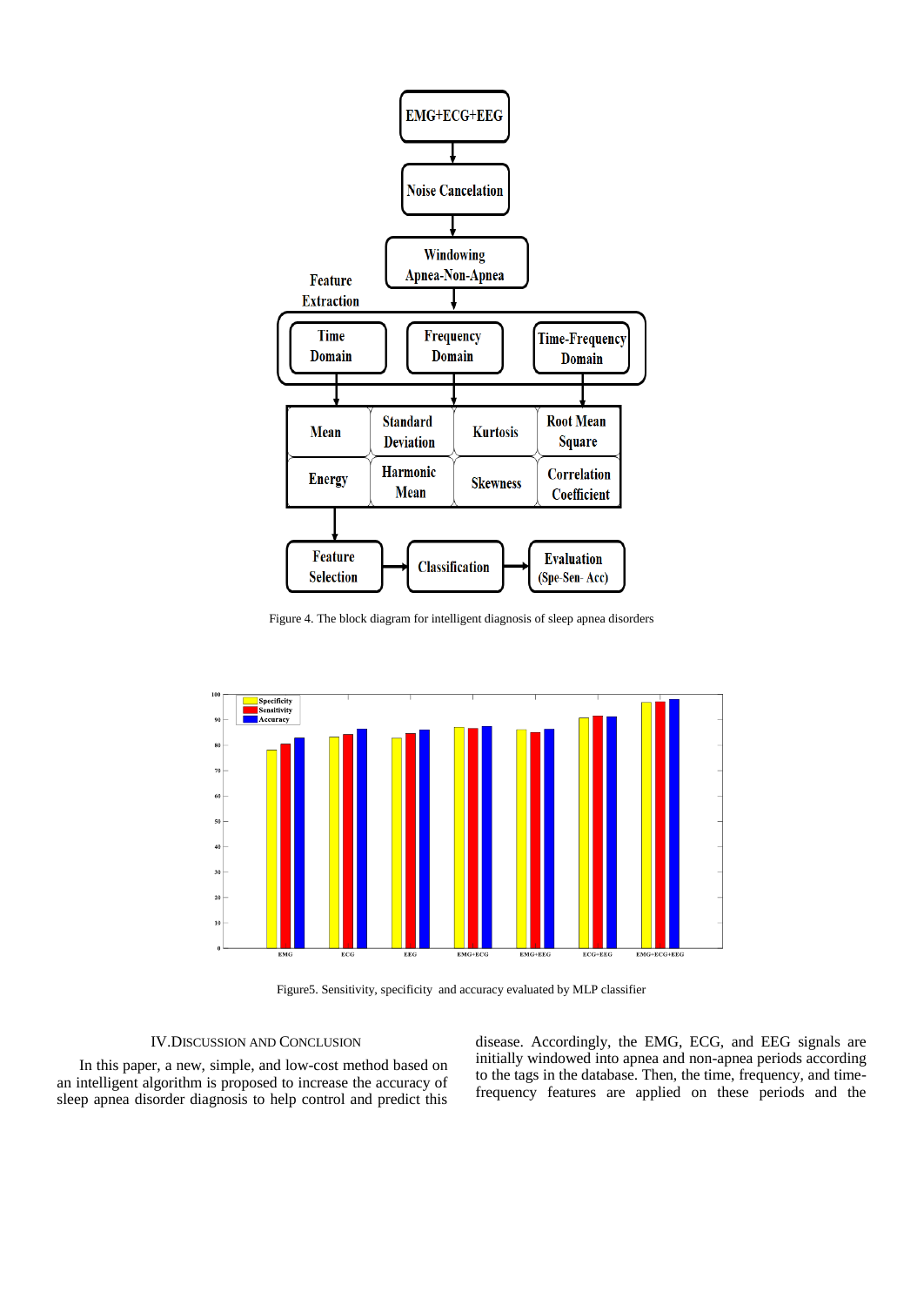Figure 4. The block diagram for intelligent diagnosis of sleep apnea disorders

Figure5. Sensitivity, specificity and accuracy evaluated by MLP classifier

## IV. Discussion and Conclusion

In this paper, a new, simple, and low-cost method based on an intelligent algorithm is proposed to increase the accuracy of sleep apnea disorder diagnosis to help control and predict this disease. Accordingly, the EMG, ECG, and EEG signals are initially windowed into apnea and non-apnea periods according to the tags in the database. Then, the time, frequency, and time-frequency features are applied on these periods and the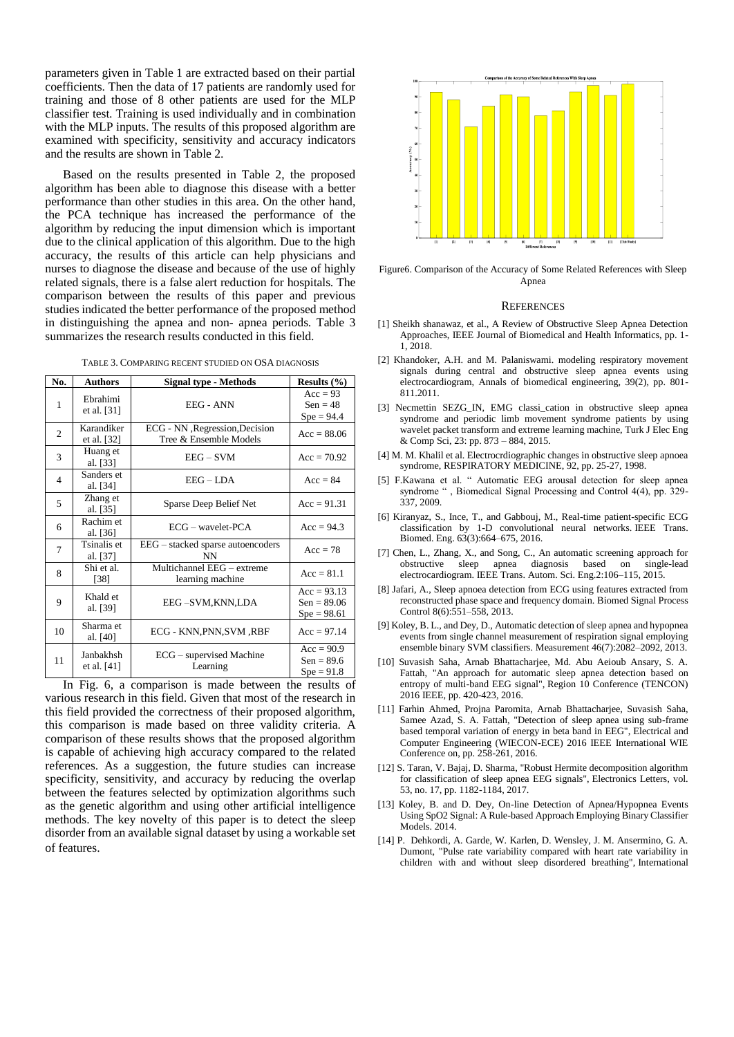parameters given in Table 1 are extracted based on their partial coefficients. Then the data of 17 patients are randomly used for training and those of 8 other patients are used for the MLP classifier test. Training is used individually and in combination with the MLP inputs. The results of this proposed algorithm are examined with specificity, sensitivity and accuracy indicators and the results are shown in Table 2.

Based on the results presented in Table 2, the proposed algorithm has been able to diagnose this disease with a better performance than other studies in this area. On the other hand, the PCA technique has increased the performance of the algorithm by reducing the input dimension which is important due to the clinical application of this algorithm. Due to the high accuracy, the results of this article can help physicians and nurses to diagnose the disease and because of the use of highly related signals, there is a false alert reduction for hospitals. The comparison between the results of this paper and previous studies indicated the better performance of the proposed method in distinguishing the apnea and non- apnea periods. Table 3 summarizes the research results conducted in this field.

TABLE 3. COMPARING RECENT STUDIED ON OSA DIAGNOSIS

| No. | Authors | Signal type - Methods | Results (%) |
|---|---|---|---|
| 1 | Ebrahimi et al. [31] | EEG - ANN | Acc = 93<br>Sen = 48<br>Spe = 94.4 |
| 2 | Karandiker et al. [32] | ECG - NN ,Regression,Decision Tree & Ensemble Models | Acc = 88.06 |
| 3 | Huang et al. [33] | EEG – SVM | Acc = 70.92 |
| 4 | Sanders et al. [34] | EEG – LDA | Acc = 84 |
| 5 | Zhang et al. [35] | Sparse Deep Belief Net | Acc = 91.31 |
| 6 | Rachim et al. [36] | ECG – wavelet-PCA | Acc = 94.3 |
| 7 | Tsinalis et al. [37] | EEG – stacked sparse autoencoders NN | Acc = 78 |
| 8 | Shi et al. [38] | Multichannel EEG – extreme learning machine | Acc = 81.1 |
| 9 | Khald et al. [39] | EEG –SVM,KNN,LDA | Acc = 93.13<br>Sen = 89.06<br>Spe = 98.61 |
| 10 | Sharma et al. [40] | ECG - KNN,PNN,SVM ,RBF | Acc = 97.14 |
| 11 | Janbakhsh et al. [41] | ECG – supervised Machine Learning | Acc = 90.9<br>Sen = 89.6<br>Spe = 91.8 |

In Fig. 6, a comparison is made between the results of various research in this field. Given that most of the research in this field provided the correctness of their proposed algorithm, this comparison is made based on three validity criteria. A comparison of these results shows that the proposed algorithm is capable of achieving high accuracy compared to the related references. As a suggestion, the future studies can increase specificity, sensitivity, and accuracy by reducing the overlap between the features selected by optimization algorithms such as the genetic algorithm and using other artificial intelligence methods. The key novelty of this paper is to detect the sleep disorder from an available signal dataset by using a workable set of features.

Figure6. Comparison of the Accuracy of Some Related References with Sleep Apnea

## REFERENCES

[1] Sheikh shanawaz, et al., A Review of Obstructive Sleep Apnea Detection Approaches, IEEE Journal of Biomedical and Health Informatics, pp. 1-1, 2018.

[2] Khandoker, A.H. and M. Palaniswami. modeling respiratory movement signals during central and obstructive sleep apnea events using electrocardiogram, Annals of biomedical engineering, 39(2), pp. 801-811.2011.

[3] Necmettin SEZG_IN, EMG classi_cation in obstructive sleep apnea syndrome and periodic limb movement syndrome patients by using wavelet packet transform and extreme learning machine, Turk J Elec Eng & Comp Sci, 23: pp. 873 – 884, 2015.

[4] M. M. Khalil et al. Electrocrdiographic changes in obstructive sleep apnoea syndrome, RESPIRATORY MEDICINE, 92, pp. 25-27, 1998.

[5] F.Kawana et al. " Automatic EEG arousal detection for sleep apnea syndrome " , Biomedical Signal Processing and Control 4(4), pp. 329-337, 2009.

[6] Kiranyaz, S., Ince, T., and Gabbouj, M., Real-time patient-specific ECG classification by 1-D convolutional neural networks. IEEE Trans. Biomed. Eng. 63(3):664–675, 2016.

[7] Chen, L., Zhang, X., and Song, C., An automatic screening approach for obstructive sleep apnea diagnosis based on single-lead electrocardiogram. IEEE Trans. Autom. Sci. Eng.2:106–115, 2015.

[8] Jafari, A., Sleep apnoea detection from ECG using features extracted from reconstructed phase space and frequency domain. Biomed Signal Process Control 8(6):551–558, 2013.

[9] Koley, B. L., and Dey, D., Automatic detection of sleep apnea and hypopnea events from single channel measurement of respiration signal employing ensemble binary SVM classifiers. Measurement 46(7):2082–2092, 2013.

[10] Suvasish Saha, Arnab Bhattacharjee, Md. Abu Aeioub Ansary, S. A. Fattah, "An approach for automatic sleep apnea detection based on entropy of multi-band EEG signal", Region 10 Conference (TENCON) 2016 IEEE, pp. 420-423, 2016.

[11] Farhin Ahmed, Projna Paromita, Arnab Bhattacharjee, Suvasish Saha, Samee Azad, S. A. Fattah, "Detection of sleep apnea using sub-frame based temporal variation of energy in beta band in EEG", Electrical and Computer Engineering (WIECON-ECE) 2016 IEEE International WIE Conference on, pp. 258-261, 2016.

[12] S. Taran, V. Bajaj, D. Sharma, "Robust Hermite decomposition algorithm for classification of sleep apnea EEG signals", Electronics Letters, vol. 53, no. 17, pp. 1182-1184, 2017.

[13] Koley, B. and D. Dey, On-line Detection of Apnea/Hypopnea Events Using SpO2 Signal: A Rule-based Approach Employing Binary Classifier Models. 2014.

[14] P. Dehkordi, A. Garde, W. Karlen, D. Wensley, J. M. Ansermino, G. A. Dumont, "Pulse rate variability compared with heart rate variability in children with and without sleep disordered breathing", International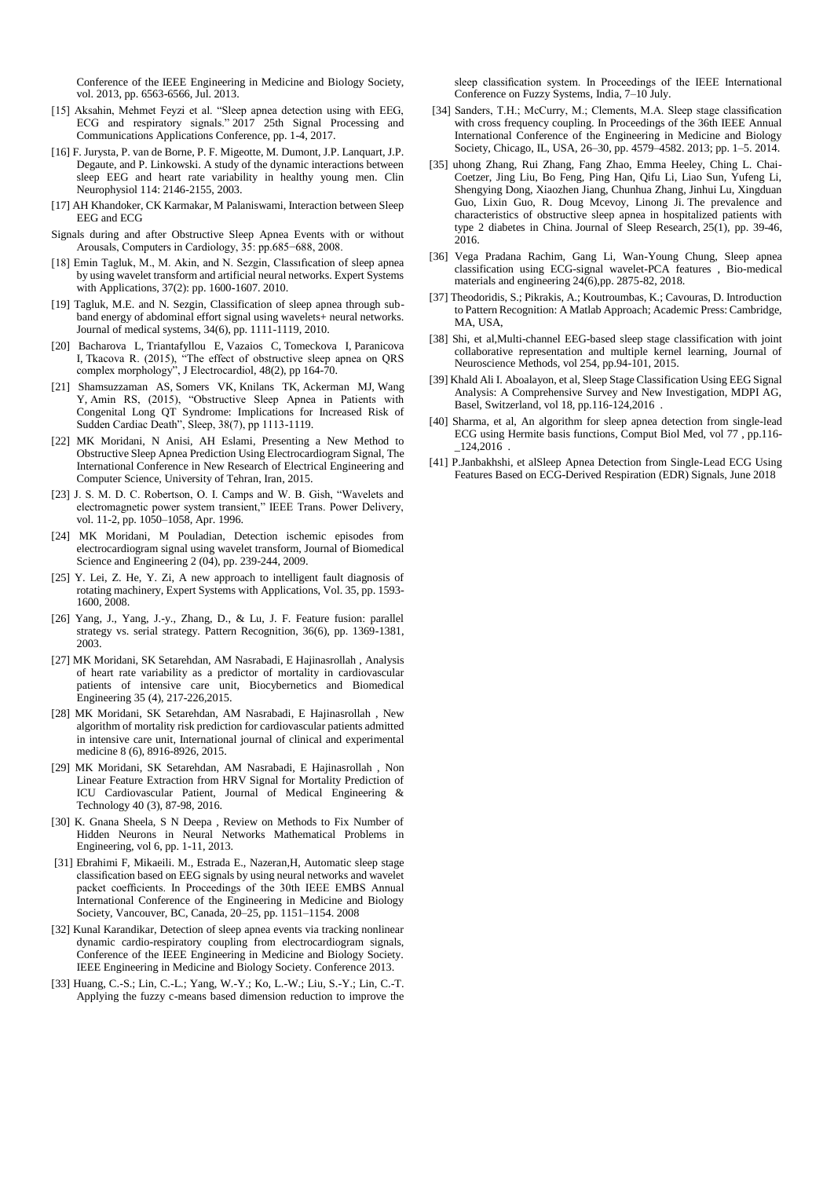Conference of the IEEE Engineering in Medicine and Biology Society, vol. 2013, pp. 6563-6566, Jul. 2013.

[15] Aksahin, Mehmet Feyzi et al. "Sleep apnea detection using with EEG, ECG and respiratory signals." 2017 25th Signal Processing and Communications Applications Conference, pp. 1-4, 2017.

[16] F. Jurysta, P. van de Borne, P. F. Migeotte, M. Dumont, J.P. Lanquart, J.P. Degaute, and P. Linkowski. A study of the dynamic interactions between sleep EEG and heart rate variability in healthy young men. Clin Neurophysiol 114: 2146-2155, 2003.

[17] AH Khandoker, CK Karmakar, M Palaniswami, Interaction between Sleep EEG and ECG

Signals during and after Obstructive Sleep Apnea Events with or without Arousals, Computers in Cardiology, 35: pp.685−688, 2008.

[18] Emin Tagluk, M., M. Akin, and N. Sezgin, Classıfıcation of sleep apnea by using wavelet transform and artificial neural networks. Expert Systems with Applications, 37(2): pp. 1600-1607. 2010.

[19] Tagluk, M.E. and N. Sezgin, Classification of sleep apnea through sub-band energy of abdominal effort signal using wavelets+ neural networks. Journal of medical systems, 34(6), pp. 1111-1119, 2010.

[20] Bacharova L, Triantafyllou E, Vazaios C, Tomeckova I, Paranicova I, Tkacova R. (2015), "The effect of obstructive sleep apnea on QRS complex morphology", J Electrocardiol, 48(2), pp 164-70.

[21] Shamsuzzaman AS, Somers VK, Knilans TK, Ackerman MJ, Wang Y, Amin RS, (2015), "Obstructive Sleep Apnea in Patients with Congenital Long QT Syndrome: Implications for Increased Risk of Sudden Cardiac Death", Sleep, 38(7), pp 1113-1119.

[22] MK Moridani, N Anisi, AH Eslami, Presenting a New Method to Obstructive Sleep Apnea Prediction Using Electrocardiogram Signal, The International Conference in New Research of Electrical Engineering and Computer Science, University of Tehran, Iran, 2015.

[23] J. S. M. D. C. Robertson, O. I. Camps and W. B. Gish, "Wavelets and electromagnetic power system transient," IEEE Trans. Power Delivery, vol. 11-2, pp. 1050–1058, Apr. 1996.

[24] MK Moridani, M Pouladian, Detection ischemic episodes from electrocardiogram signal using wavelet transform, Journal of Biomedical Science and Engineering 2 (04), pp. 239-244, 2009.

[25] Y. Lei, Z. He, Y. Zi, A new approach to intelligent fault diagnosis of rotating machinery, Expert Systems with Applications, Vol. 35, pp. 1593-1600, 2008.

[26] Yang, J., Yang, J.-y., Zhang, D., & Lu, J. F. Feature fusion: parallel strategy vs. serial strategy. Pattern Recognition, 36(6), pp. 1369-1381, 2003.

[27] MK Moridani, SK Setarehdan, AM Nasrabadi, E Hajinasrollah , Analysis of heart rate variability as a predictor of mortality in cardiovascular patients of intensive care unit, Biocybernetics and Biomedical Engineering 35 (4), 217-226,2015.

[28] MK Moridani, SK Setarehdan, AM Nasrabadi, E Hajinasrollah , New algorithm of mortality risk prediction for cardiovascular patients admitted in intensive care unit, International journal of clinical and experimental medicine 8 (6), 8916-8926, 2015.

[29] MK Moridani, SK Setarehdan, AM Nasrabadi, E Hajinasrollah , Non Linear Feature Extraction from HRV Signal for Mortality Prediction of ICU Cardiovascular Patient, Journal of Medical Engineering & Technology 40 (3), 87-98, 2016.

[30] K. Gnana Sheela, S N Deepa , Review on Methods to Fix Number of Hidden Neurons in Neural Networks Mathematical Problems in Engineering, vol 6, pp. 1-11, 2013.

[31] Ebrahimi F, Mikaeili. M., Estrada E., Nazeran,H, Automatic sleep stage classification based on EEG signals by using neural networks and wavelet packet coefficients. In Proceedings of the 30th IEEE EMBS Annual International Conference of the Engineering in Medicine and Biology Society, Vancouver, BC, Canada, 20–25, pp. 1151–1154. 2008

[32] Kunal Karandikar, Detection of sleep apnea events via tracking nonlinear dynamic cardio-respiratory coupling from electrocardiogram signals, Conference of the IEEE Engineering in Medicine and Biology Society. IEEE Engineering in Medicine and Biology Society. Conference 2013.

[33] Huang, C.-S.; Lin, C.-L.; Yang, W.-Y.; Ko, L.-W.; Liu, S.-Y.; Lin, C.-T. Applying the fuzzy c-means based dimension reduction to improve the sleep classification system. In Proceedings of the IEEE International Conference on Fuzzy Systems, India, 7–10 July.

[34] Sanders, T.H.; McCurry, M.; Clements, M.A. Sleep stage classification with cross frequency coupling. In Proceedings of the 36th IEEE Annual International Conference of the Engineering in Medicine and Biology Society, Chicago, IL, USA, 26–30, pp. 4579–4582. 2013; pp. 1–5. 2014.

[35] uhong Zhang, Rui Zhang, Fang Zhao, Emma Heeley, Ching L. Chai-Coetzer, Jing Liu, Bo Feng, Ping Han, Qifu Li, Liao Sun, Yufeng Li, Shengying Dong, Xiaozhen Jiang, Chunhua Zhang, Jinhui Lu, Xingduan Guo, Lixin Guo, R. Doug Mcevoy, Linong Ji. The prevalence and characteristics of obstructive sleep apnea in hospitalized patients with type 2 diabetes in China. Journal of Sleep Research, 25(1), pp. 39-46, 2016.

[36] Vega Pradana Rachim, Gang Li, Wan-Young Chung, Sleep apnea classification using ECG-signal wavelet-PCA features , Bio-medical materials and engineering 24(6),pp. 2875-82, 2018.

[37] Theodoridis, S.; Pikrakis, A.; Koutroumbas, K.; Cavouras, D. Introduction to Pattern Recognition: A Matlab Approach; Academic Press: Cambridge, MA, USA,

[38] Shi, et al,Multi-channel EEG-based sleep stage classification with joint collaborative representation and multiple kernel learning, Journal of Neuroscience Methods, vol 254, pp.94-101, 2015.

[39] Khald Ali I. Aboalayon, et al, Sleep Stage Classification Using EEG Signal Analysis: A Comprehensive Survey and New Investigation, MDPI AG, Basel, Switzerland, vol 18, pp.116-124,2016 .

[40] Sharma, et al, An algorithm for sleep apnea detection from single-lead ECG using Hermite basis functions, Comput Biol Med, vol 77 , pp.116-_124,2016 .

[41] P.Janbakhshi, et alSleep Apnea Detection from Single-Lead ECG Using Features Based on ECG-Derived Respiration (EDR) Signals, June 2018